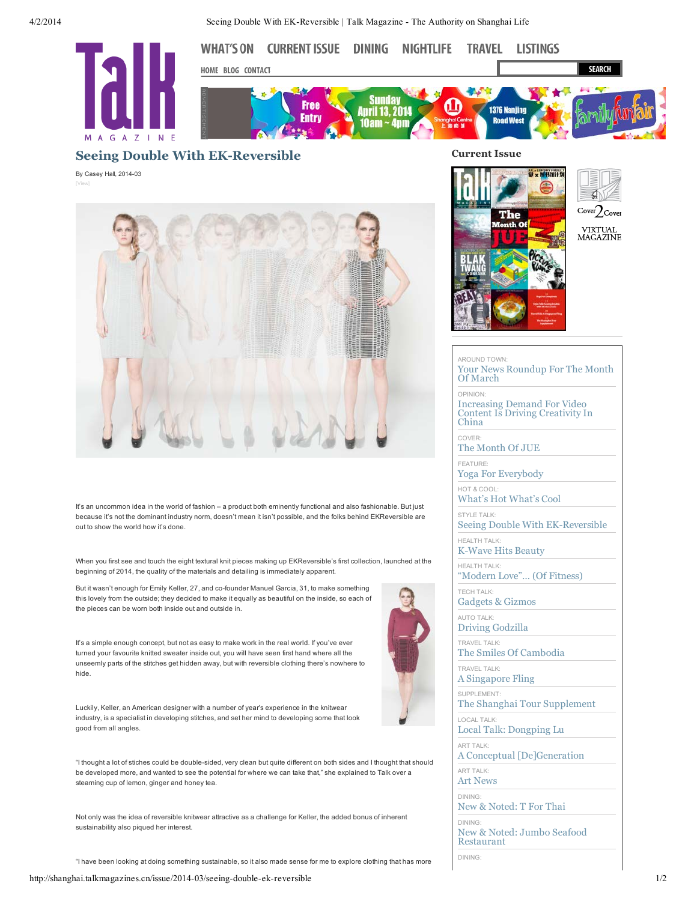# Seeing Double With EK-Reversible

By Casey Hall, 2014-03

It's an uncommon idea in the world of fashion – a product both eminently functional and also fashionable. But just because it's not the dominant industry norm, doesn't mean it isn't possible, and the folks behind EKReversible are out to show the world how it's done.

When you first see and touch the eight textural knit pieces making up EKReversible's first collection, launched at the beginning of 2014, the quality of the materials and detailing is immediately apparent.

But it wasn't enough for Emily Keller, 27, and co-founder Manuel Garcia, 31, to make something this lovely from the outside; they decided to make it equally as beautiful on the inside, so each of the pieces can be worn both inside out and outside in.

It's a simple enough concept, but not as easy to make work in the real world. If you've ever turned your favourite knitted sweater inside out, you will have seen first hand where all the unseemly parts of the stitches get hidden away, but with reversible clothing there's nowhere to hide.

Luckily, Keller, an American designer with a number of year's experience in the knitwear industry, is a specialist in developing stitches, and set her mind to developing some that look good from all angles.

"I thought a lot of stiches could be double-sided, very clean but quite different on both sides and I thought that should be developed more, and wanted to see the potential for where we can take that," she explained to Talk over a steaming cup of lemon, ginger and honey tea.

Not only was the idea of reversible knitwear attractive as a challenge for Keller, the added bonus of inherent sustainability also piqued her interest.

"I have been looking at doing something sustainable, so it also made sense for me to explore clothing that has more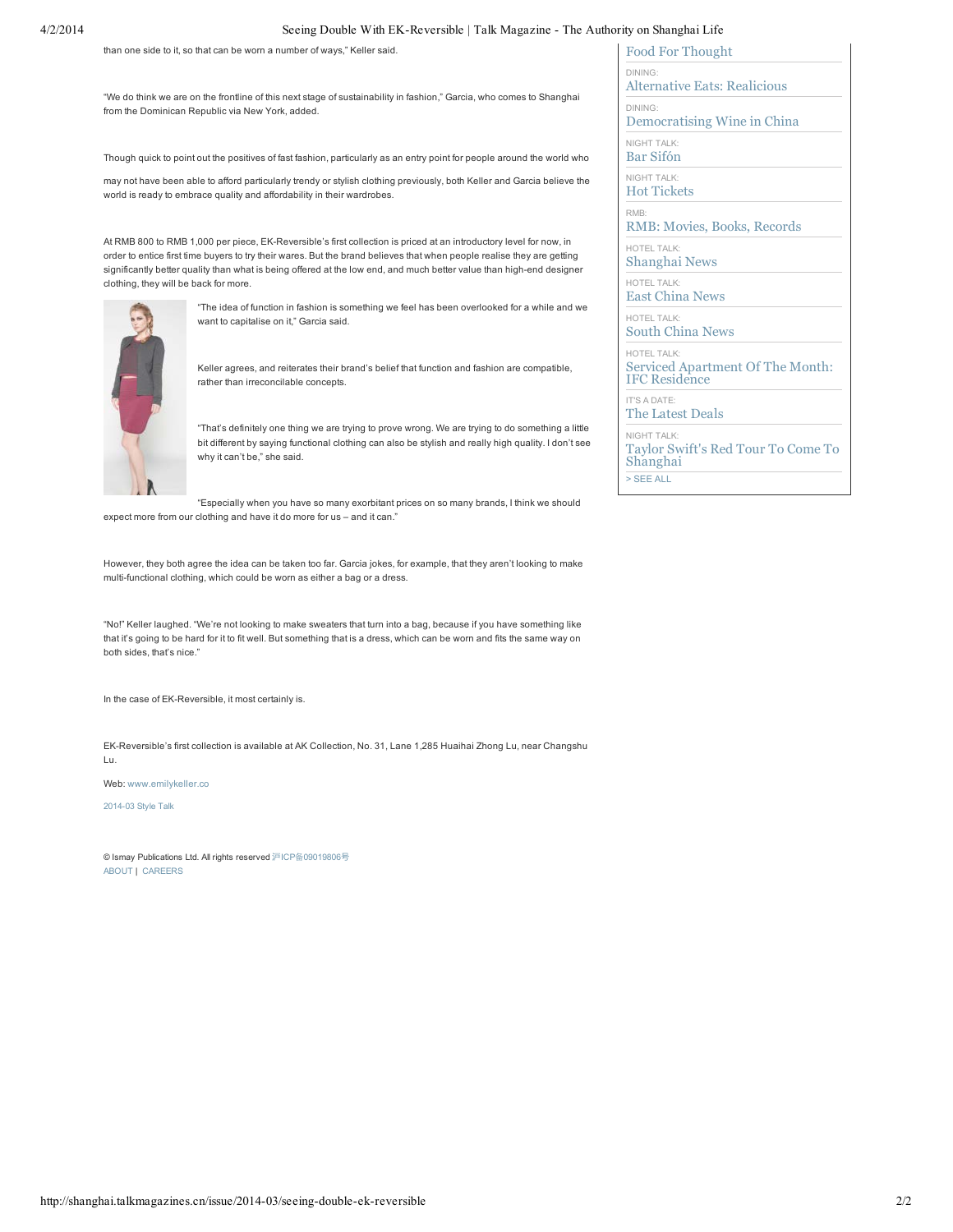than one side to it, so that can be worn a number of ways," Keller said.

"We do think we are on the frontline of this next stage of sustainability in fashion," Garcia, who comes to Shanghai from the Dominican Republic via New York, added.

Though quick to point out the positives of fast fashion, particularly as an entry point for people around the world who may not have been able to afford particularly trendy or stylish clothing previously, both Keller and Garcia believe the world is ready to embrace quality and affordability in their wardrobes.

At RMB 800 to RMB 1,000 per piece, EK-Reversible's first collection is priced at an introductory level for now, in order to entice first time buyers to try their wares. But the brand believes that when people realise they are getting significantly better quality than what is being offered at the low end, and much better value than high-end designer clothing, they will be back for more.

"The idea of function in fashion is something we feel has been overlooked for a while and we want to capitalise on it," Garcia said.

Keller agrees, and reiterates their brand's belief that function and fashion are compatible, rather than irreconcilable concepts.

"That's definitely one thing we are trying to prove wrong. We are trying to do something a little bit different by saying functional clothing can also be stylish and really high quality. I don't see why it can't be," she said.

"Especially when you have so many exorbitant prices on so many brands, I think we should expect more from our clothing and have it do more for us – and it can."

However, they both agree the idea can be taken too far. Garcia jokes, for example, that they aren't looking to make multi-functional clothing, which could be worn as either a bag or a dress.

"No!" Keller laughed. "We're not looking to make sweaters that turn into a bag, because if you have something like that it's going to be hard for it to fit well. But something that is a dress, which can be worn and fits the same way on both sides, that's nice."

In the case of EK-Reversible, it most certainly is.

EK-Reversible's first collection is available at AK Collection, No. 31, Lane 1,285 Huaihai Zhong Lu, near Changshu Lu.

Web: www.emilykeller.co

2014-03 Style Talk

© Ismay Publications Ltd. All rights reserved 沪ICP备09019806号
ABOUT | CAREERS

Food For Thought

DINING:
Alternative Eats: Realicious

DINING:
Democratising Wine in China

NIGHT TALK:
Bar Sifón

NIGHT TALK:
Hot Tickets

RMB:
RMB: Movies, Books, Records

HOTEL TALK:
Shanghai News

HOTEL TALK:
East China News

HOTEL TALK:
South China News

HOTEL TALK:
Serviced Apartment Of The Month: IFC Residence

IT'S A DATE:
The Latest Deals

NIGHT TALK:
Taylor Swift's Red Tour To Come To Shanghai

> SEE ALL